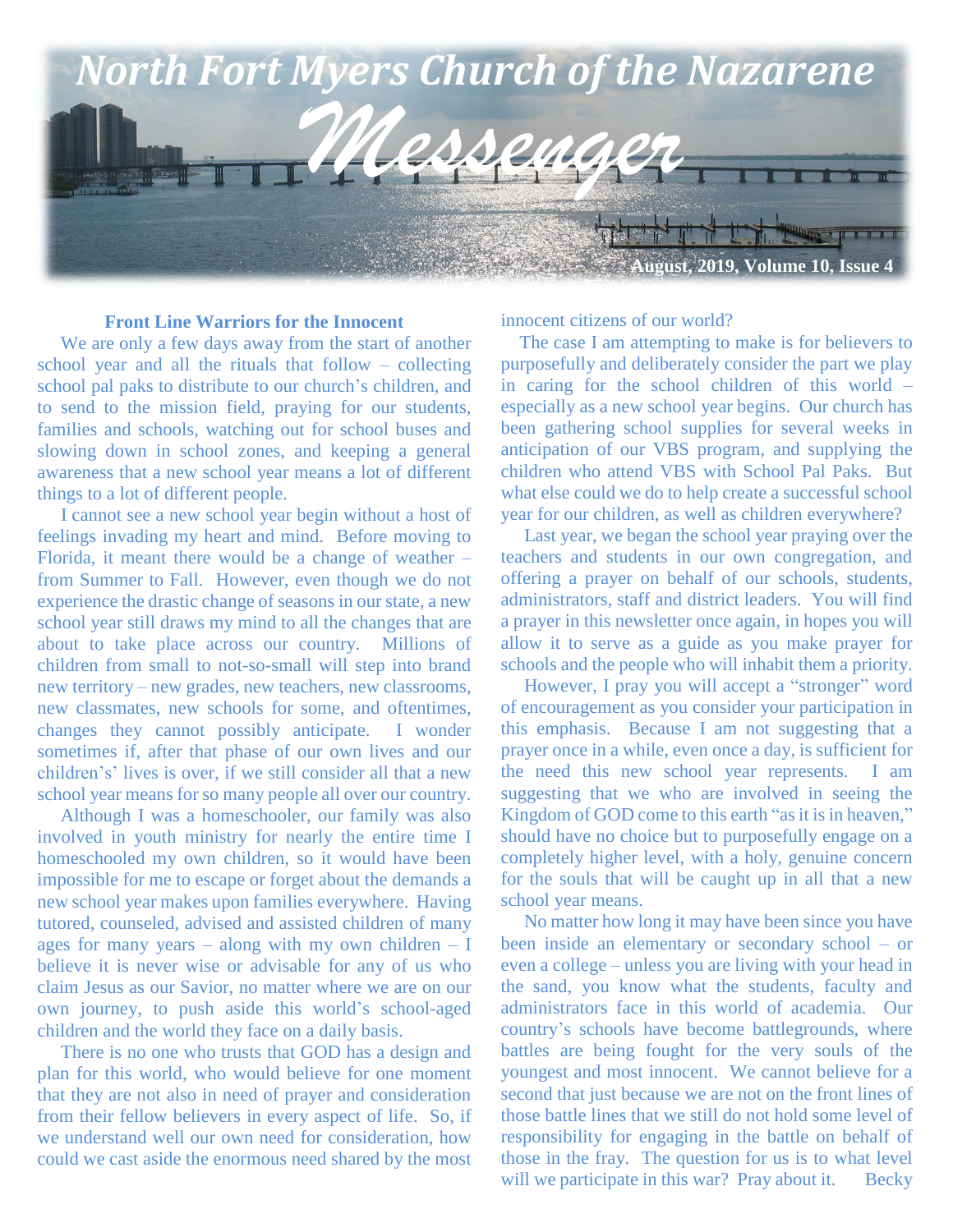# North Fort Myers Church of the Nazarene

# *Messenger*

**August, 2019, Volume 10, Issue 4**

### Front Line Warriors for the Innocent

We are only a few days away from the start of another school year and all the rituals that follow – collecting school pal paks to distribute to our church's children, and to send to the mission field, praying for our students, families and schools, watching out for school buses and slowing down in school zones, and keeping a general awareness that a new school year means a lot of different things to a lot of different people.

I cannot see a new school year begin without a host of feelings invading my heart and mind. Before moving to Florida, it meant there would be a change of weather – from Summer to Fall. However, even though we do not experience the drastic change of seasons in our state, a new school year still draws my mind to all the changes that are about to take place across our country. Millions of children from small to not-so-small will step into brand new territory – new grades, new teachers, new classrooms, new classmates, new schools for some, and oftentimes, changes they cannot possibly anticipate. I wonder sometimes if, after that phase of our own lives and our children's' lives is over, if we still consider all that a new school year means for so many people all over our country.

Although I was a homeschooler, our family was also involved in youth ministry for nearly the entire time I homeschooled my own children, so it would have been impossible for me to escape or forget about the demands a new school year makes upon families everywhere. Having tutored, counseled, advised and assisted children of many ages for many years – along with my own children – I believe it is never wise or advisable for any of us who claim Jesus as our Savior, no matter where we are on our own journey, to push aside this world's school-aged children and the world they face on a daily basis.

There is no one who trusts that GOD has a design and plan for this world, who would believe for one moment that they are not also in need of prayer and consideration from their fellow believers in every aspect of life. So, if we understand well our own need for consideration, how could we cast aside the enormous need shared by the most innocent citizens of our world?

The case I am attempting to make is for believers to purposefully and deliberately consider the part we play in caring for the school children of this world – especially as a new school year begins. Our church has been gathering school supplies for several weeks in anticipation of our VBS program, and supplying the children who attend VBS with School Pal Paks. But what else could we do to help create a successful school year for our children, as well as children everywhere?

Last year, we began the school year praying over the teachers and students in our own congregation, and offering a prayer on behalf of our schools, students, administrators, staff and district leaders. You will find a prayer in this newsletter once again, in hopes you will allow it to serve as a guide as you make prayer for schools and the people who will inhabit them a priority.

However, I pray you will accept a "stronger" word of encouragement as you consider your participation in this emphasis. Because I am not suggesting that a prayer once in a while, even once a day, is sufficient for the need this new school year represents. I am suggesting that we who are involved in seeing the Kingdom of GOD come to this earth "as it is in heaven," should have no choice but to purposefully engage on a completely higher level, with a holy, genuine concern for the souls that will be caught up in all that a new school year means.

No matter how long it may have been since you have been inside an elementary or secondary school – or even a college – unless you are living with your head in the sand, you know what the students, faculty and administrators face in this world of academia. Our country's schools have become battlegrounds, where battles are being fought for the very souls of the youngest and most innocent. We cannot believe for a second that just because we are not on the front lines of those battle lines that we still do not hold some level of responsibility for engaging in the battle on behalf of those in the fray. The question for us is to what level will we participate in this war? Pray about it. Becky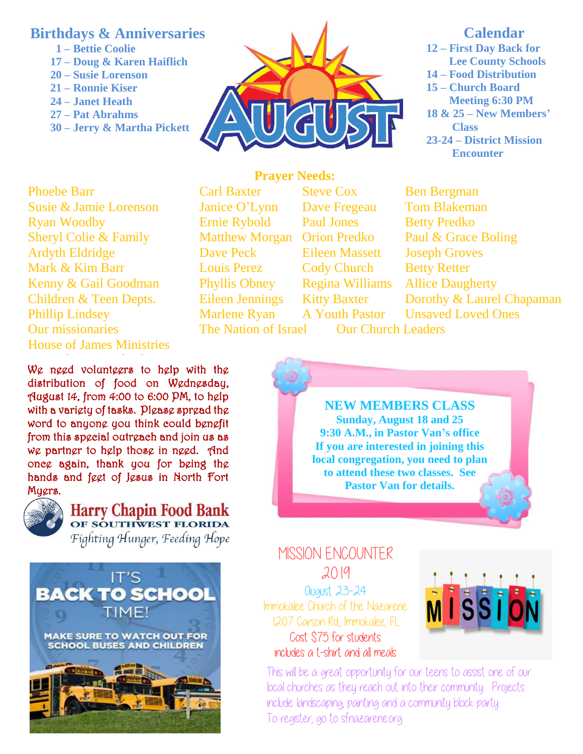## Birthdays & Anniversaries

**1 – Bettie Coolie**
**17 – Doug & Karen Haiflich**
**20 – Susie Lorenson**
**21 – Ronnie Kiser**
**24 – Janet Heath**
**27 – Pat Abrahms**
**30 – Jerry & Martha Pickett**

AUGUST

## Calendar

**12 – First Day Back for Lee County Schools**
**14 – Food Distribution**
**15 – Church Board Meeting 6:30 PM**
**18 & 25 – New Members' Class**
**23-24 – District Mission Encounter**

## Prayer Needs:

Phoebe Barr
Susie & Jamie Lorenson
Ryan Woodby
Sheryl Colie & Family
Ardyth Eldridge
Mark & Kim Barr
Kenny & Gail Goodman
Children & Teen Depts.
Phillip Lindsey
Our missionaries
House of James Ministries
Carl Baxter
Janice O'Lynn
Ernie Rybold
Matthew Morgan
Dave Peck
Louis Perez
Phyllis Obney
Eileen Jennings
Marlene Ryan
The Nation of Israel
Steve Cox
Dave Fregeau
Paul Jones
Orion Predko
Eileen Massett
Cody Church
Regina Williams
Kitty Baxter
A Youth Pastor
Our Church Leaders
Ben Bergman
Tom Blakeman
Betty Predko
Paul & Grace Boling
Joseph Groves
Betty Retter
Allice Daugherty
Dorothy & Laurel Chapaman
Unsaved Loved Ones

We need volunteers to help with the distribution of food on Wednesday, August 14, from 4:00 to 6:00 PM, to help with a variety of tasks. Please spread the word to anyone you think could benefit from this special outreach and join us as we partner to help those in need. And once again, thank you for being the hands and feet of Jesus in North Fort Myers.

**Harry Chapin Food Bank**
**OF SOUTHWEST FLORIDA**
*Fighting Hunger, Feeding Hope*

**NEW MEMBERS CLASS**
**Sunday, August 18 and 25**
**9:30 A.M., in Pastor Van's office**
**If you are interested in joining this local congregation, you need to plan to attend these two classes. See Pastor Van for details.**

IT'S BACK TO SCHOOL TIME!
MAKE SURE TO WATCH OUT FOR SCHOOL BUSES AND CHILDREN

MISSION ENCOUNTER 2019

August 23-24
Immokalee Church of the Nazarene
1207 Carson Rd, Immokalee, FL
Cost $75 for students
includes a t-shirt and all meals

MISSION

This will be a great opportunity for our teens to assist one of our local churches as they reach out into their community. Projects include landscaping, painting and a community block party.
To register, go to sfnazarene.org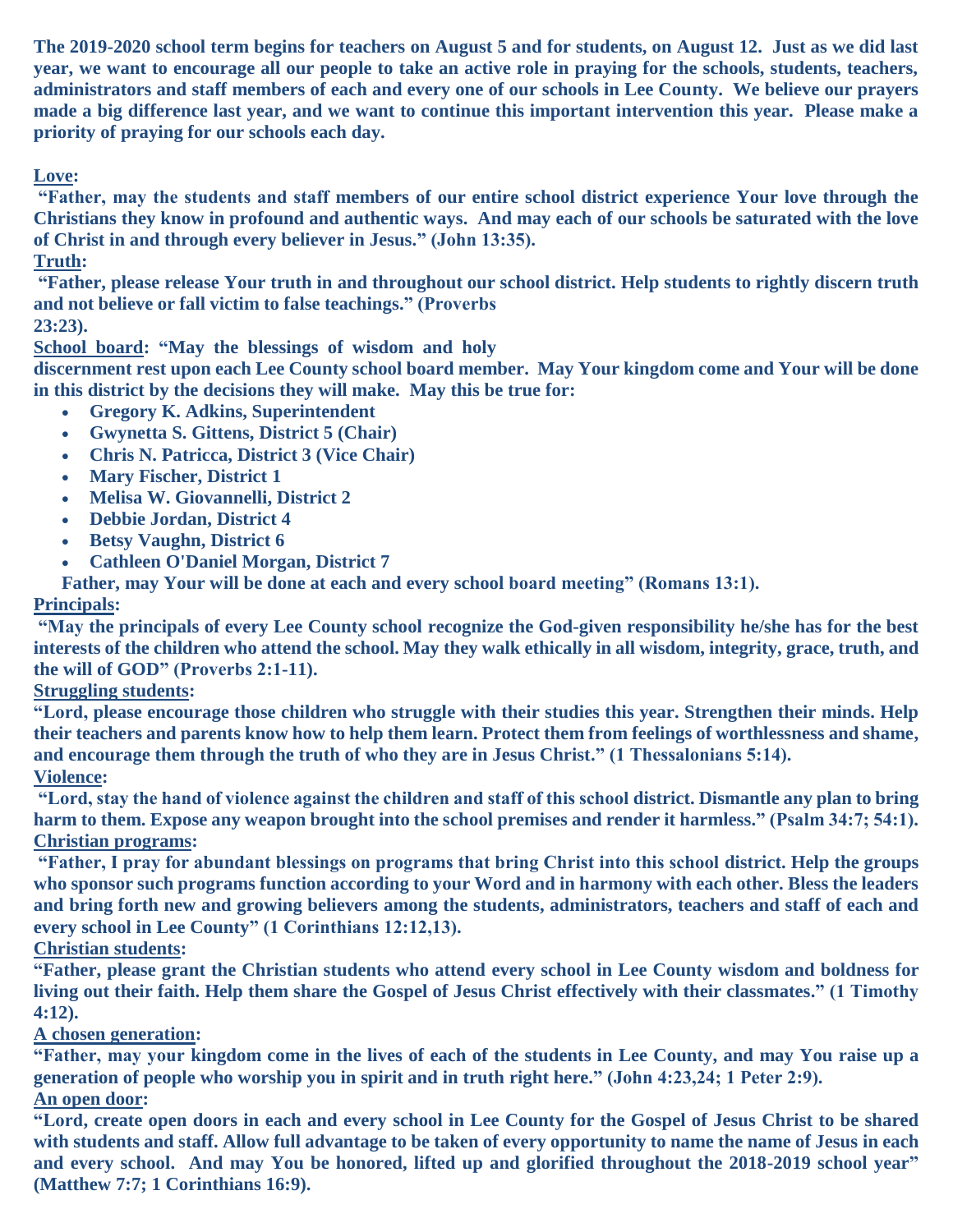**The 2019-2020 school term begins for teachers on August 5 and for students, on August 12. Just as we did last year, we want to encourage all our people to take an active role in praying for the schools, students, teachers, administrators and staff members of each and every one of our schools in Lee County. We believe our prayers made a big difference last year, and we want to continue this important intervention this year. Please make a priority of praying for our schools each day.**

**Love:**

**"Father, may the students and staff members of our entire school district experience Your love through the Christians they know in profound and authentic ways. And may each of our schools be saturated with the love of Christ in and through every believer in Jesus." (John 13:35).**

**Truth:**

**"Father, please release Your truth in and throughout our school district. Help students to rightly discern truth and not believe or fall victim to false teachings." (Proverbs 23:23).**

**School board: "May the blessings of wisdom and holy discernment rest upon each Lee County school board member. May Your kingdom come and Your will be done in this district by the decisions they will make. May this be true for:**

- **Gregory K. Adkins, Superintendent**
- **Gwynetta S. Gittens, District 5 (Chair)**
- **Chris N. Patricca, District 3 (Vice Chair)**
- **Mary Fischer, District 1**
- **Melisa W. Giovannelli, District 2**
- **Debbie Jordan, District 4**
- **Betsy Vaughn, District 6**
- **Cathleen O'Daniel Morgan, District 7**

**Father, may Your will be done at each and every school board meeting" (Romans 13:1).**

**Principals:**

**"May the principals of every Lee County school recognize the God-given responsibility he/she has for the best interests of the children who attend the school. May they walk ethically in all wisdom, integrity, grace, truth, and the will of GOD" (Proverbs 2:1-11).**

**Struggling students:**

**"Lord, please encourage those children who struggle with their studies this year. Strengthen their minds. Help their teachers and parents know how to help them learn. Protect them from feelings of worthlessness and shame, and encourage them through the truth of who they are in Jesus Christ." (1 Thessalonians 5:14).**

**Violence:**

**"Lord, stay the hand of violence against the children and staff of this school district. Dismantle any plan to bring harm to them. Expose any weapon brought into the school premises and render it harmless." (Psalm 34:7; 54:1).**

**Christian programs:**

**"Father, I pray for abundant blessings on programs that bring Christ into this school district. Help the groups who sponsor such programs function according to your Word and in harmony with each other. Bless the leaders and bring forth new and growing believers among the students, administrators, teachers and staff of each and every school in Lee County" (1 Corinthians 12:12,13).**

**Christian students:**

**"Father, please grant the Christian students who attend every school in Lee County wisdom and boldness for living out their faith. Help them share the Gospel of Jesus Christ effectively with their classmates." (1 Timothy 4:12).**

**A chosen generation:**

**"Father, may your kingdom come in the lives of each of the students in Lee County, and may You raise up a generation of people who worship you in spirit and in truth right here." (John 4:23,24; 1 Peter 2:9).**

**An open door:**

**"Lord, create open doors in each and every school in Lee County for the Gospel of Jesus Christ to be shared with students and staff. Allow full advantage to be taken of every opportunity to name the name of Jesus in each and every school. And may You be honored, lifted up and glorified throughout the 2018-2019 school year" (Matthew 7:7; 1 Corinthians 16:9).**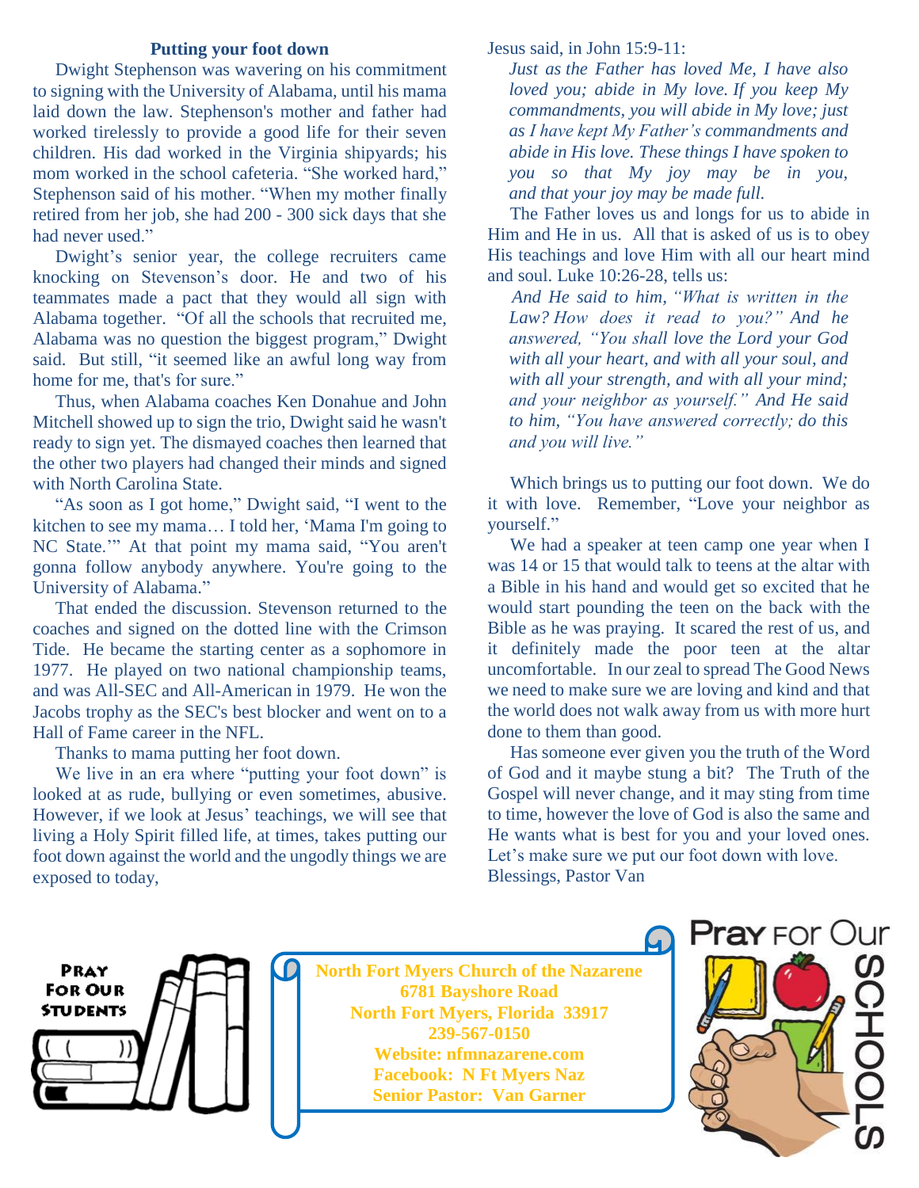## Putting your foot down

Dwight Stephenson was wavering on his commitment to signing with the University of Alabama, until his mama laid down the law. Stephenson's mother and father had worked tirelessly to provide a good life for their seven children. His dad worked in the Virginia shipyards; his mom worked in the school cafeteria. "She worked hard," Stephenson said of his mother. "When my mother finally retired from her job, she had 200 - 300 sick days that she had never used."

Dwight's senior year, the college recruiters came knocking on Stevenson's door. He and two of his teammates made a pact that they would all sign with Alabama together. "Of all the schools that recruited me, Alabama was no question the biggest program," Dwight said. But still, "it seemed like an awful long way from home for me, that's for sure."

Thus, when Alabama coaches Ken Donahue and John Mitchell showed up to sign the trio, Dwight said he wasn't ready to sign yet. The dismayed coaches then learned that the other two players had changed their minds and signed with North Carolina State.

"As soon as I got home," Dwight said, "I went to the kitchen to see my mama… I told her, 'Mama I'm going to NC State.'" At that point my mama said, "You aren't gonna follow anybody anywhere. You're going to the University of Alabama."

That ended the discussion. Stevenson returned to the coaches and signed on the dotted line with the Crimson Tide. He became the starting center as a sophomore in 1977. He played on two national championship teams, and was All-SEC and All-American in 1979. He won the Jacobs trophy as the SEC's best blocker and went on to a Hall of Fame career in the NFL.

Thanks to mama putting her foot down.

We live in an era where "putting your foot down" is looked at as rude, bullying or even sometimes, abusive. However, if we look at Jesus' teachings, we will see that living a Holy Spirit filled life, at times, takes putting our foot down against the world and the ungodly things we are exposed to today,

Jesus said, in John 15:9-11:

*Just as the Father has loved Me, I have also loved you; abide in My love. If you keep My commandments, you will abide in My love; just as I have kept My Father's commandments and abide in His love. These things I have spoken to you so that My joy may be in you, and that your joy may be made full.*

The Father loves us and longs for us to abide in Him and He in us. All that is asked of us is to obey His teachings and love Him with all our heart mind and soul. Luke 10:26-28, tells us:

*And He said to him, "What is written in the Law? How does it read to you?" And he answered, "You shall love the Lord your God with all your heart, and with all your soul, and with all your strength, and with all your mind; and your neighbor as yourself." And He said to him, "You have answered correctly; do this and you will live."*

Which brings us to putting our foot down. We do it with love. Remember, "Love your neighbor as yourself."

We had a speaker at teen camp one year when I was 14 or 15 that would talk to teens at the altar with a Bible in his hand and would get so excited that he would start pounding the teen on the back with the Bible as he was praying. It scared the rest of us, and it definitely made the poor teen at the altar uncomfortable. In our zeal to spread The Good News we need to make sure we are loving and kind and that the world does not walk away from us with more hurt done to them than good.

Has someone ever given you the truth of the Word of God and it maybe stung a bit? The Truth of the Gospel will never change, and it may sting from time to time, however the love of God is also the same and He wants what is best for you and your loved ones. Let's make sure we put our foot down with love.

Blessings, Pastor Van

PRAY FOR OUR STUDENTS

**North Fort Myers Church of the Nazarene**
**6781 Bayshore Road**
**North Fort Myers, Florida 33917**
**239-567-0150**
**Website: nfmnazarene.com**
**Facebook: N Ft Myers Naz**
**Senior Pastor: Van Garner**

Pray For Our SCHOOLS